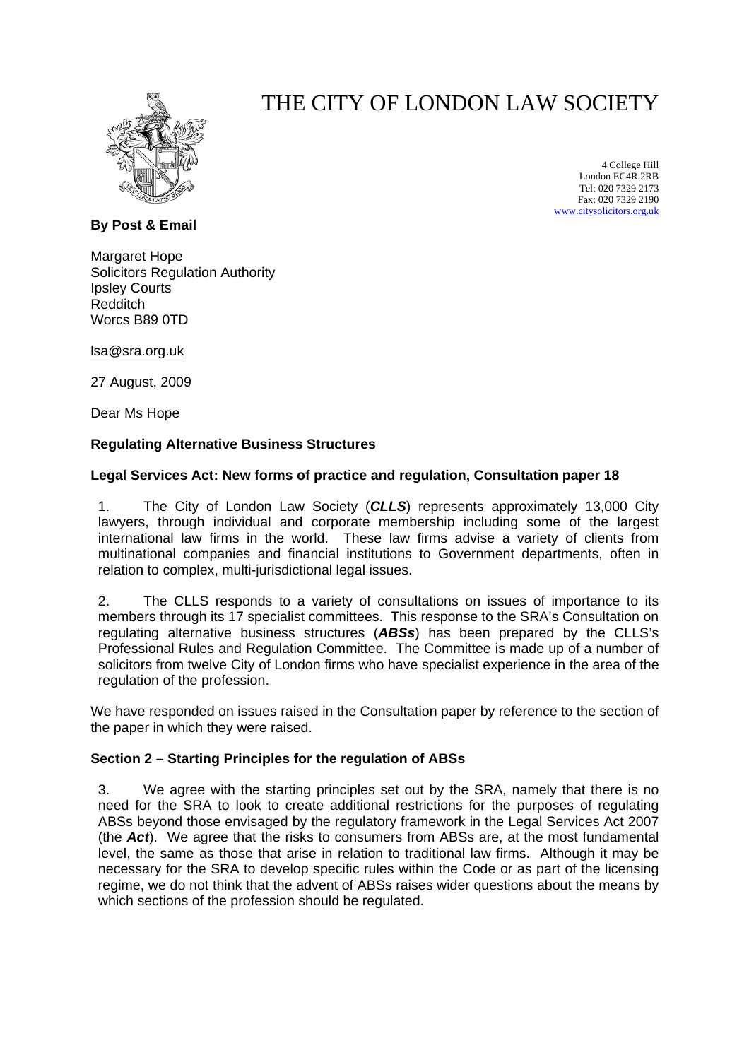# THE CITY OF LONDON LAW SOCIETY

4 College Hill
London EC4R 2RB
Tel: 020 7329 2173
Fax: 020 7329 2190
www.citysolicitors.org.uk

**By Post & Email**

Margaret Hope
Solicitors Regulation Authority
Ipsley Courts
Redditch
Worcs B89 0TD

lsa@sra.org.uk

27 August, 2009

Dear Ms Hope

**Regulating Alternative Business Structures**

**Legal Services Act: New forms of practice and regulation, Consultation paper 18**

1. The City of London Law Society (***CLLS***) represents approximately 13,000 City lawyers, through individual and corporate membership including some of the largest international law firms in the world. These law firms advise a variety of clients from multinational companies and financial institutions to Government departments, often in relation to complex, multi-jurisdictional legal issues.

2. The CLLS responds to a variety of consultations on issues of importance to its members through its 17 specialist committees. This response to the SRA's Consultation on regulating alternative business structures (***ABSs***) has been prepared by the CLLS's Professional Rules and Regulation Committee. The Committee is made up of a number of solicitors from twelve City of London firms who have specialist experience in the area of the regulation of the profession.

We have responded on issues raised in the Consultation paper by reference to the section of the paper in which they were raised.

**Section 2 – Starting Principles for the regulation of ABSs**

3. We agree with the starting principles set out by the SRA, namely that there is no need for the SRA to look to create additional restrictions for the purposes of regulating ABSs beyond those envisaged by the regulatory framework in the Legal Services Act 2007 (the ***Act***). We agree that the risks to consumers from ABSs are, at the most fundamental level, the same as those that arise in relation to traditional law firms. Although it may be necessary for the SRA to develop specific rules within the Code or as part of the licensing regime, we do not think that the advent of ABSs raises wider questions about the means by which sections of the profession should be regulated.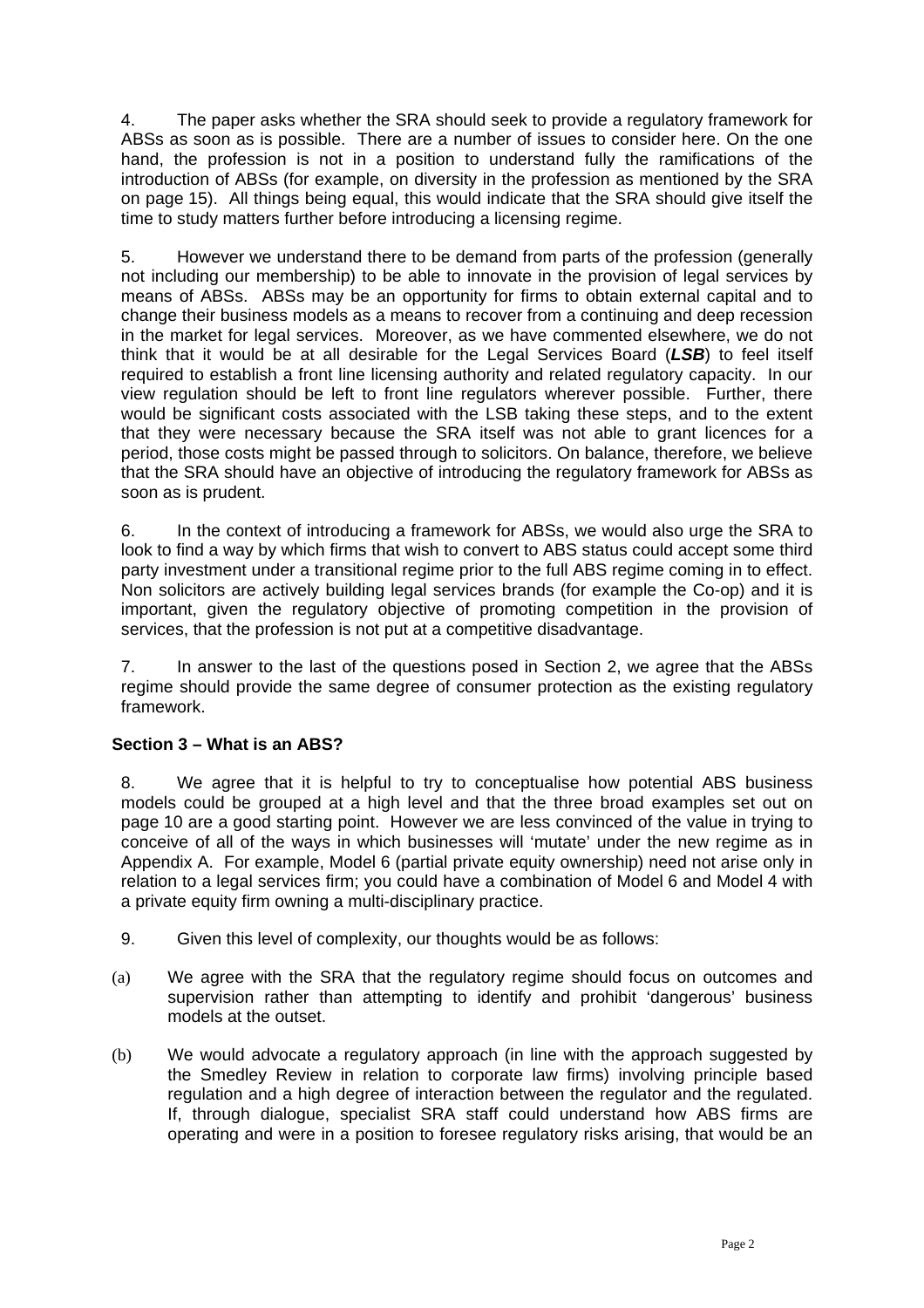4. The paper asks whether the SRA should seek to provide a regulatory framework for ABSs as soon as is possible. There are a number of issues to consider here. On the one hand, the profession is not in a position to understand fully the ramifications of the introduction of ABSs (for example, on diversity in the profession as mentioned by the SRA on page 15). All things being equal, this would indicate that the SRA should give itself the time to study matters further before introducing a licensing regime.

5. However we understand there to be demand from parts of the profession (generally not including our membership) to be able to innovate in the provision of legal services by means of ABSs. ABSs may be an opportunity for firms to obtain external capital and to change their business models as a means to recover from a continuing and deep recession in the market for legal services. Moreover, as we have commented elsewhere, we do not think that it would be at all desirable for the Legal Services Board (***LSB***) to feel itself required to establish a front line licensing authority and related regulatory capacity. In our view regulation should be left to front line regulators wherever possible. Further, there would be significant costs associated with the LSB taking these steps, and to the extent that they were necessary because the SRA itself was not able to grant licences for a period, those costs might be passed through to solicitors. On balance, therefore, we believe that the SRA should have an objective of introducing the regulatory framework for ABSs as soon as is prudent.

6. In the context of introducing a framework for ABSs, we would also urge the SRA to look to find a way by which firms that wish to convert to ABS status could accept some third party investment under a transitional regime prior to the full ABS regime coming in to effect. Non solicitors are actively building legal services brands (for example the Co-op) and it is important, given the regulatory objective of promoting competition in the provision of services, that the profession is not put at a competitive disadvantage.

7. In answer to the last of the questions posed in Section 2, we agree that the ABSs regime should provide the same degree of consumer protection as the existing regulatory framework.

**Section 3 – What is an ABS?**

8. We agree that it is helpful to try to conceptualise how potential ABS business models could be grouped at a high level and that the three broad examples set out on page 10 are a good starting point. However we are less convinced of the value in trying to conceive of all of the ways in which businesses will 'mutate' under the new regime as in Appendix A. For example, Model 6 (partial private equity ownership) need not arise only in relation to a legal services firm; you could have a combination of Model 6 and Model 4 with a private equity firm owning a multi-disciplinary practice.

9. Given this level of complexity, our thoughts would be as follows:

(a) We agree with the SRA that the regulatory regime should focus on outcomes and supervision rather than attempting to identify and prohibit 'dangerous' business models at the outset.

(b) We would advocate a regulatory approach (in line with the approach suggested by the Smedley Review in relation to corporate law firms) involving principle based regulation and a high degree of interaction between the regulator and the regulated. If, through dialogue, specialist SRA staff could understand how ABS firms are operating and were in a position to foresee regulatory risks arising, that would be an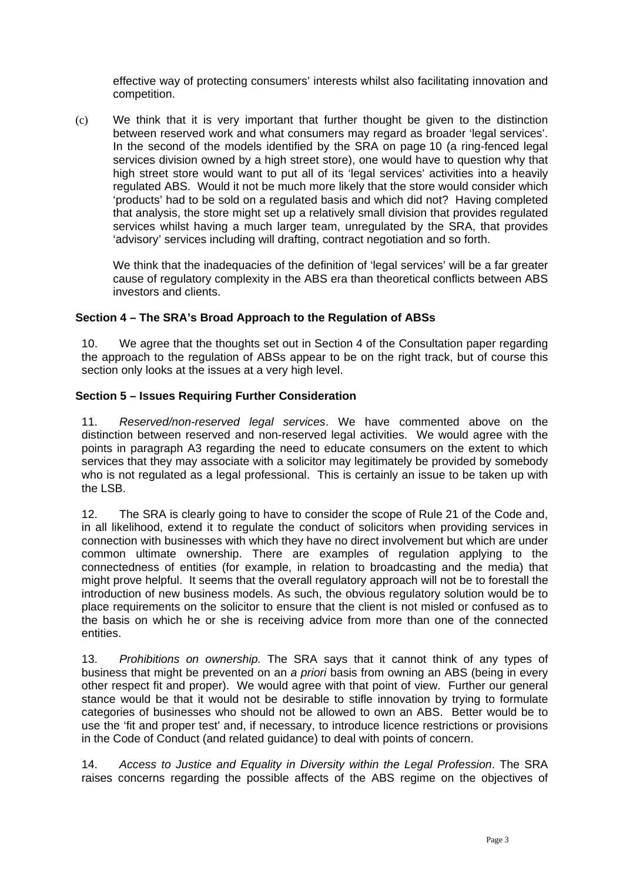effective way of protecting consumers' interests whilst also facilitating innovation and competition.

(c) We think that it is very important that further thought be given to the distinction between reserved work and what consumers may regard as broader 'legal services'. In the second of the models identified by the SRA on page 10 (a ring-fenced legal services division owned by a high street store), one would have to question why that high street store would want to put all of its 'legal services' activities into a heavily regulated ABS. Would it not be much more likely that the store would consider which 'products' had to be sold on a regulated basis and which did not? Having completed that analysis, the store might set up a relatively small division that provides regulated services whilst having a much larger team, unregulated by the SRA, that provides 'advisory' services including will drafting, contract negotiation and so forth.

We think that the inadequacies of the definition of 'legal services' will be a far greater cause of regulatory complexity in the ABS era than theoretical conflicts between ABS investors and clients.

**Section 4 – The SRA's Broad Approach to the Regulation of ABSs**

10. We agree that the thoughts set out in Section 4 of the Consultation paper regarding the approach to the regulation of ABSs appear to be on the right track, but of course this section only looks at the issues at a very high level.

**Section 5 – Issues Requiring Further Consideration**

11. *Reserved/non-reserved legal services*. We have commented above on the distinction between reserved and non-reserved legal activities. We would agree with the points in paragraph A3 regarding the need to educate consumers on the extent to which services that they may associate with a solicitor may legitimately be provided by somebody who is not regulated as a legal professional. This is certainly an issue to be taken up with the LSB.

12. The SRA is clearly going to have to consider the scope of Rule 21 of the Code and, in all likelihood, extend it to regulate the conduct of solicitors when providing services in connection with businesses with which they have no direct involvement but which are under common ultimate ownership. There are examples of regulation applying to the connectedness of entities (for example, in relation to broadcasting and the media) that might prove helpful. It seems that the overall regulatory approach will not be to forestall the introduction of new business models. As such, the obvious regulatory solution would be to place requirements on the solicitor to ensure that the client is not misled or confused as to the basis on which he or she is receiving advice from more than one of the connected entities.

13. *Prohibitions on ownership.* The SRA says that it cannot think of any types of business that might be prevented on an *a priori* basis from owning an ABS (being in every other respect fit and proper). We would agree with that point of view. Further our general stance would be that it would not be desirable to stifle innovation by trying to formulate categories of businesses who should not be allowed to own an ABS. Better would be to use the 'fit and proper test' and, if necessary, to introduce licence restrictions or provisions in the Code of Conduct (and related guidance) to deal with points of concern.

14. *Access to Justice and Equality in Diversity within the Legal Profession*. The SRA raises concerns regarding the possible affects of the ABS regime on the objectives of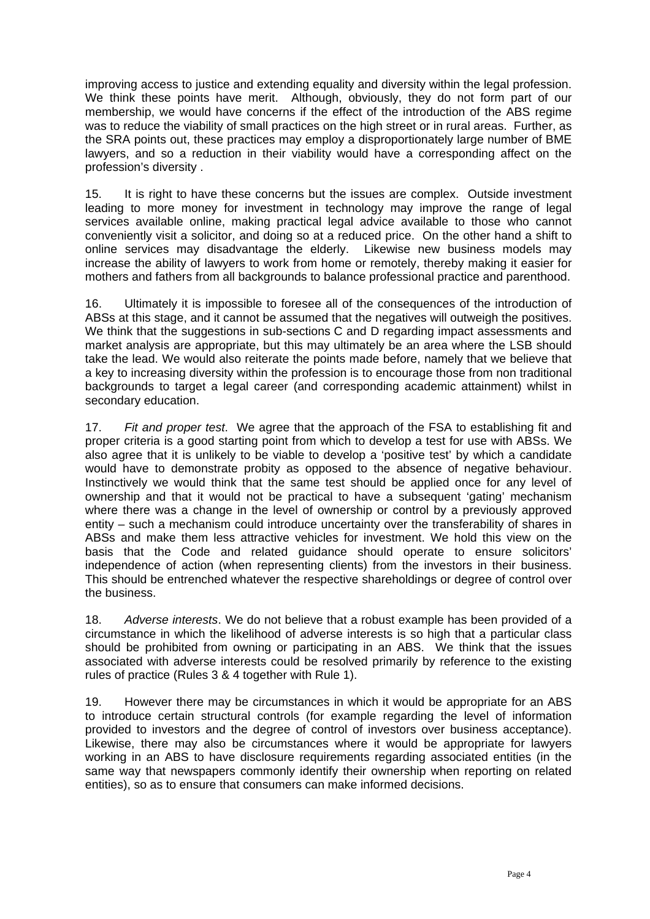improving access to justice and extending equality and diversity within the legal profession. We think these points have merit. Although, obviously, they do not form part of our membership, we would have concerns if the effect of the introduction of the ABS regime was to reduce the viability of small practices on the high street or in rural areas. Further, as the SRA points out, these practices may employ a disproportionately large number of BME lawyers, and so a reduction in their viability would have a corresponding affect on the profession's diversity .

15. It is right to have these concerns but the issues are complex. Outside investment leading to more money for investment in technology may improve the range of legal services available online, making practical legal advice available to those who cannot conveniently visit a solicitor, and doing so at a reduced price. On the other hand a shift to online services may disadvantage the elderly. Likewise new business models may increase the ability of lawyers to work from home or remotely, thereby making it easier for mothers and fathers from all backgrounds to balance professional practice and parenthood.

16. Ultimately it is impossible to foresee all of the consequences of the introduction of ABSs at this stage, and it cannot be assumed that the negatives will outweigh the positives. We think that the suggestions in sub-sections C and D regarding impact assessments and market analysis are appropriate, but this may ultimately be an area where the LSB should take the lead. We would also reiterate the points made before, namely that we believe that a key to increasing diversity within the profession is to encourage those from non traditional backgrounds to target a legal career (and corresponding academic attainment) whilst in secondary education.

17. *Fit and proper test*. We agree that the approach of the FSA to establishing fit and proper criteria is a good starting point from which to develop a test for use with ABSs. We also agree that it is unlikely to be viable to develop a 'positive test' by which a candidate would have to demonstrate probity as opposed to the absence of negative behaviour. Instinctively we would think that the same test should be applied once for any level of ownership and that it would not be practical to have a subsequent 'gating' mechanism where there was a change in the level of ownership or control by a previously approved entity – such a mechanism could introduce uncertainty over the transferability of shares in ABSs and make them less attractive vehicles for investment. We hold this view on the basis that the Code and related guidance should operate to ensure solicitors' independence of action (when representing clients) from the investors in their business. This should be entrenched whatever the respective shareholdings or degree of control over the business.

18. *Adverse interests*. We do not believe that a robust example has been provided of a circumstance in which the likelihood of adverse interests is so high that a particular class should be prohibited from owning or participating in an ABS. We think that the issues associated with adverse interests could be resolved primarily by reference to the existing rules of practice (Rules 3 & 4 together with Rule 1).

19. However there may be circumstances in which it would be appropriate for an ABS to introduce certain structural controls (for example regarding the level of information provided to investors and the degree of control of investors over business acceptance). Likewise, there may also be circumstances where it would be appropriate for lawyers working in an ABS to have disclosure requirements regarding associated entities (in the same way that newspapers commonly identify their ownership when reporting on related entities), so as to ensure that consumers can make informed decisions.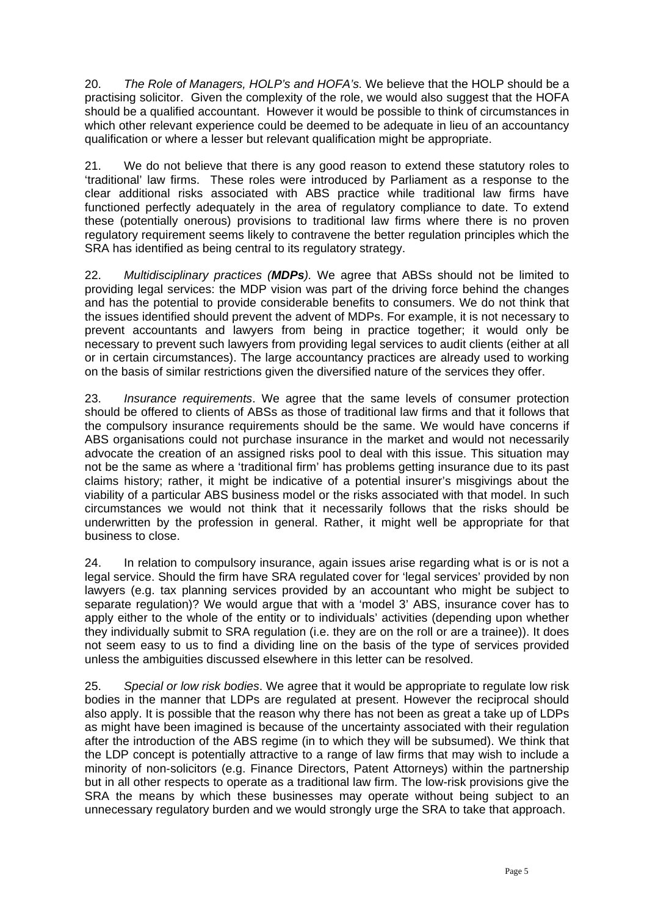20. *The Role of Managers, HOLP's and HOFA's*. We believe that the HOLP should be a practising solicitor. Given the complexity of the role, we would also suggest that the HOFA should be a qualified accountant. However it would be possible to think of circumstances in which other relevant experience could be deemed to be adequate in lieu of an accountancy qualification or where a lesser but relevant qualification might be appropriate.

21. We do not believe that there is any good reason to extend these statutory roles to 'traditional' law firms. These roles were introduced by Parliament as a response to the clear additional risks associated with ABS practice while traditional law firms have functioned perfectly adequately in the area of regulatory compliance to date. To extend these (potentially onerous) provisions to traditional law firms where there is no proven regulatory requirement seems likely to contravene the better regulation principles which the SRA has identified as being central to its regulatory strategy.

22. *Multidisciplinary practices (**MDPs**).* We agree that ABSs should not be limited to providing legal services: the MDP vision was part of the driving force behind the changes and has the potential to provide considerable benefits to consumers. We do not think that the issues identified should prevent the advent of MDPs. For example, it is not necessary to prevent accountants and lawyers from being in practice together; it would only be necessary to prevent such lawyers from providing legal services to audit clients (either at all or in certain circumstances). The large accountancy practices are already used to working on the basis of similar restrictions given the diversified nature of the services they offer.

23. *Insurance requirements*. We agree that the same levels of consumer protection should be offered to clients of ABSs as those of traditional law firms and that it follows that the compulsory insurance requirements should be the same. We would have concerns if ABS organisations could not purchase insurance in the market and would not necessarily advocate the creation of an assigned risks pool to deal with this issue. This situation may not be the same as where a 'traditional firm' has problems getting insurance due to its past claims history; rather, it might be indicative of a potential insurer's misgivings about the viability of a particular ABS business model or the risks associated with that model. In such circumstances we would not think that it necessarily follows that the risks should be underwritten by the profession in general. Rather, it might well be appropriate for that business to close.

24. In relation to compulsory insurance, again issues arise regarding what is or is not a legal service. Should the firm have SRA regulated cover for 'legal services' provided by non lawyers (e.g. tax planning services provided by an accountant who might be subject to separate regulation)? We would argue that with a 'model 3' ABS, insurance cover has to apply either to the whole of the entity or to individuals' activities (depending upon whether they individually submit to SRA regulation (i.e. they are on the roll or are a trainee)). It does not seem easy to us to find a dividing line on the basis of the type of services provided unless the ambiguities discussed elsewhere in this letter can be resolved.

25. *Special or low risk bodies*. We agree that it would be appropriate to regulate low risk bodies in the manner that LDPs are regulated at present. However the reciprocal should also apply. It is possible that the reason why there has not been as great a take up of LDPs as might have been imagined is because of the uncertainty associated with their regulation after the introduction of the ABS regime (in to which they will be subsumed). We think that the LDP concept is potentially attractive to a range of law firms that may wish to include a minority of non-solicitors (e.g. Finance Directors, Patent Attorneys) within the partnership but in all other respects to operate as a traditional law firm. The low-risk provisions give the SRA the means by which these businesses may operate without being subject to an unnecessary regulatory burden and we would strongly urge the SRA to take that approach.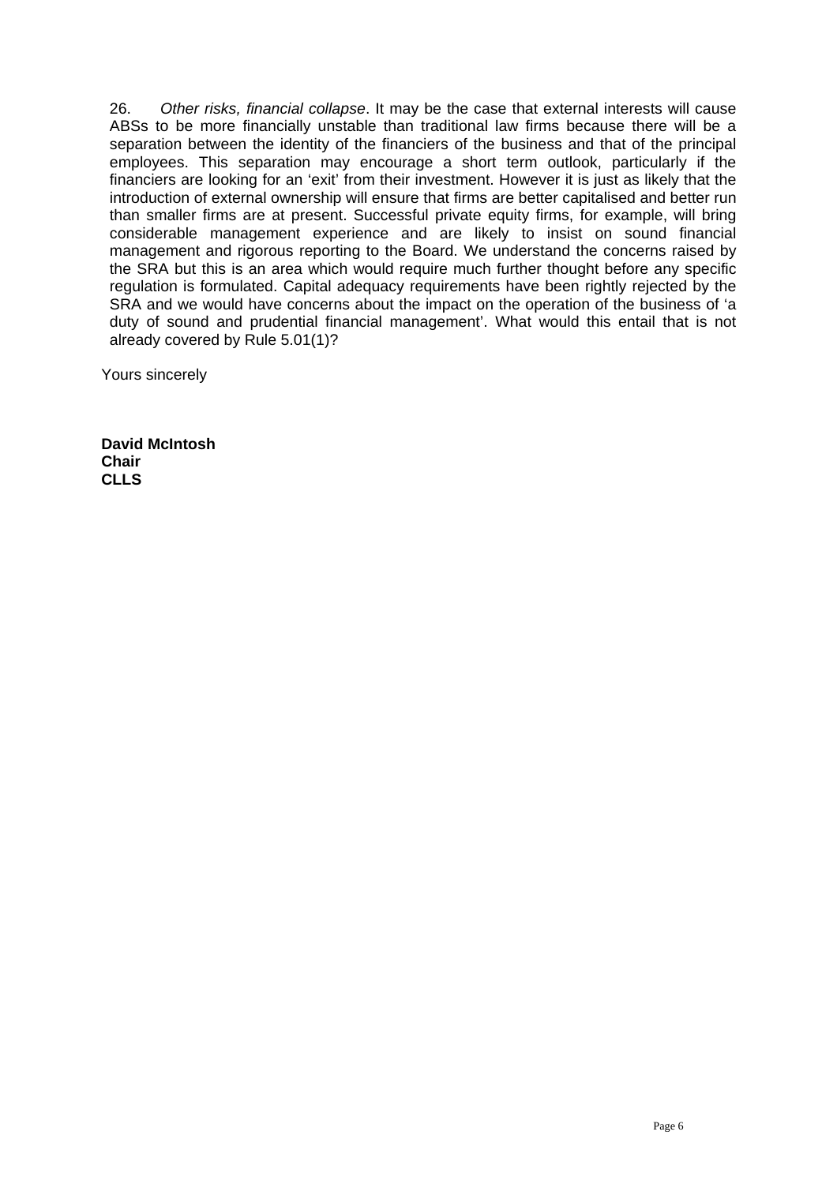26. *Other risks, financial collapse*. It may be the case that external interests will cause ABSs to be more financially unstable than traditional law firms because there will be a separation between the identity of the financiers of the business and that of the principal employees. This separation may encourage a short term outlook, particularly if the financiers are looking for an 'exit' from their investment. However it is just as likely that the introduction of external ownership will ensure that firms are better capitalised and better run than smaller firms are at present. Successful private equity firms, for example, will bring considerable management experience and are likely to insist on sound financial management and rigorous reporting to the Board. We understand the concerns raised by the SRA but this is an area which would require much further thought before any specific regulation is formulated. Capital adequacy requirements have been rightly rejected by the SRA and we would have concerns about the impact on the operation of the business of 'a duty of sound and prudential financial management'. What would this entail that is not already covered by Rule 5.01(1)?

Yours sincerely

**David McIntosh**
**Chair**
**CLLS**